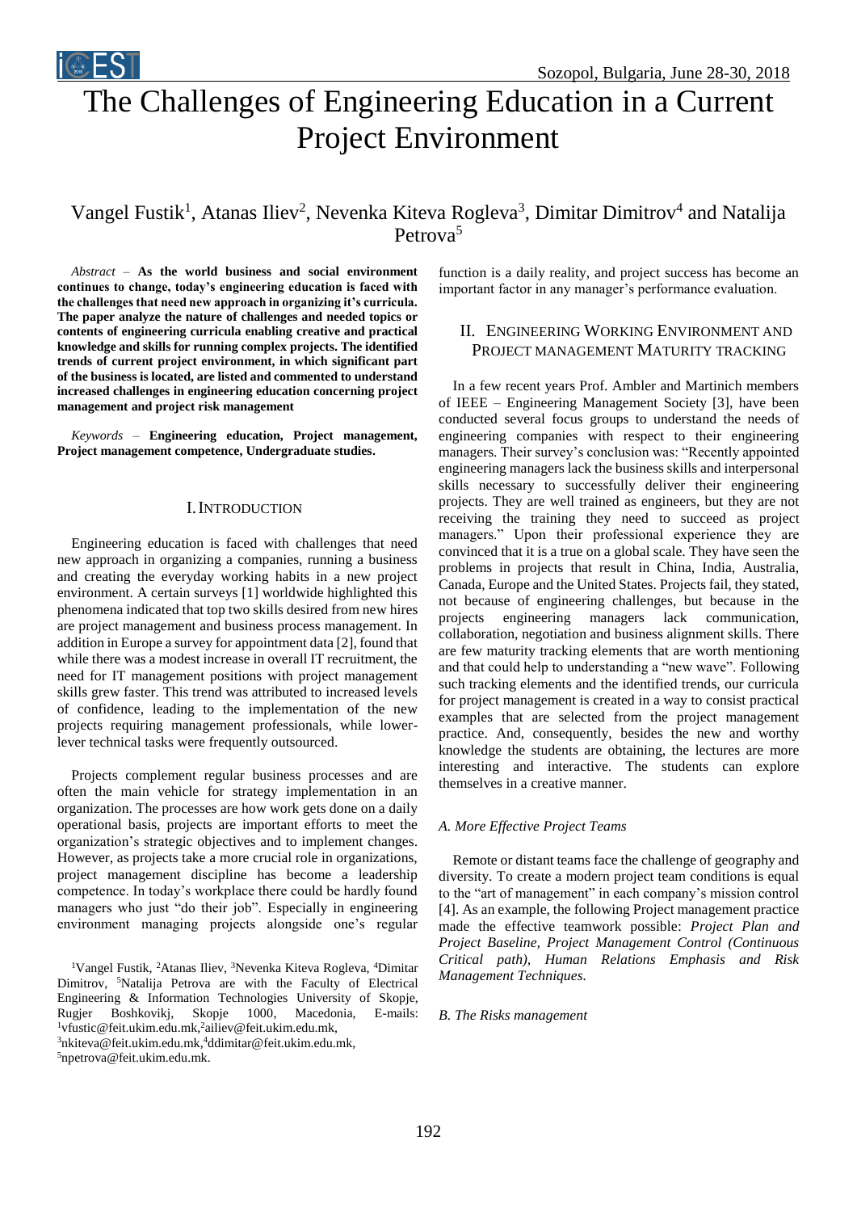# The Challenges of Engineering Education in a Current Project Environment

Vangel Fustik[1], Atanas Iliev[2], Nevenka Kiteva Rogleva[3], Dimitar Dimitrov[4] and Natalija Petrova[5]

*Abstract* – **As the world business and social environment continues to change, today's engineering education is faced with the challenges that need new approach in organizing it's curricula. The paper analyze the nature of challenges and needed topics or contents of engineering curricula enabling creative and practical knowledge and skills for running complex projects. The identified trends of current project environment, in which significant part of the business is located, are listed and commented to understand increased challenges in engineering education concerning project management and project risk management**

*Keywords* – **Engineering education, Project management, Project management competence, Undergraduate studies.**

## I. Introduction

Engineering education is faced with challenges that need new approach in organizing a companies, running a business and creating the everyday working habits in a new project environment. A certain surveys [1] worldwide highlighted this phenomena indicated that top two skills desired from new hires are project management and business process management. In addition in Europe a survey for appointment data [2], found that while there was a modest increase in overall IT recruitment, the need for IT management positions with project management skills grew faster. This trend was attributed to increased levels of confidence, leading to the implementation of the new projects requiring management professionals, while lower-lever technical tasks were frequently outsourced.

Projects complement regular business processes and are often the main vehicle for strategy implementation in an organization. The processes are how work gets done on a daily operational basis, projects are important efforts to meet the organization's strategic objectives and to implement changes. However, as projects take a more crucial role in organizations, project management discipline has become a leadership competence. In today's workplace there could be hardly found managers who just "do their job". Especially in engineering environment managing projects alongside one's regular function is a daily reality, and project success has become an important factor in any manager's performance evaluation.

## II. Engineering Working Environment and Project management Maturity tracking

In a few recent years Prof. Ambler and Martinich members of IEEE – Engineering Management Society [3], have been conducted several focus groups to understand the needs of engineering companies with respect to their engineering managers. Their survey's conclusion was: "Recently appointed engineering managers lack the business skills and interpersonal skills necessary to successfully deliver their engineering projects. They are well trained as engineers, but they are not receiving the training they need to succeed as project managers." Upon their professional experience they are convinced that it is a true on a global scale. They have seen the problems in projects that result in China, India, Australia, Canada, Europe and the United States. Projects fail, they stated, not because of engineering challenges, but because in the projects engineering managers lack communication, collaboration, negotiation and business alignment skills. There are few maturity tracking elements that are worth mentioning and that could help to understanding a "new wave". Following such tracking elements and the identified trends, our curricula for project management is created in a way to consist practical examples that are selected from the project management practice. And, consequently, besides the new and worthy knowledge the students are obtaining, the lectures are more interesting and interactive. The students can explore themselves in a creative manner.

### A. More Effective Project Teams

Remote or distant teams face the challenge of geography and diversity. To create a modern project team conditions is equal to the "art of management" in each company's mission control [4]. As an example, the following Project management practice made the effective teamwork possible: *Project Plan and Project Baseline, Project Management Control (Continuous Critical path), Human Relations Emphasis and Risk Management Techniques.*

### B. The Risks management

[1]Vangel Fustik, [2]Atanas Iliev, [3]Nevenka Kiteva Rogleva, [4]Dimitar Dimitrov, [5]Natalija Petrova are with the Faculty of Electrical Engineering & Information Technologies University of Skopje, Rugjer Boshkovikj, Skopje 1000, Macedonia, E-mails: [1]vfustic@feit.ukim.edu.mk,[2]ailiev@feit.ukim.edu.mk, [3]nkiteva@feit.ukim.edu.mk,[4]ddimitar@feit.ukim.edu.mk, [5]npetrova@feit.ukim.edu.mk.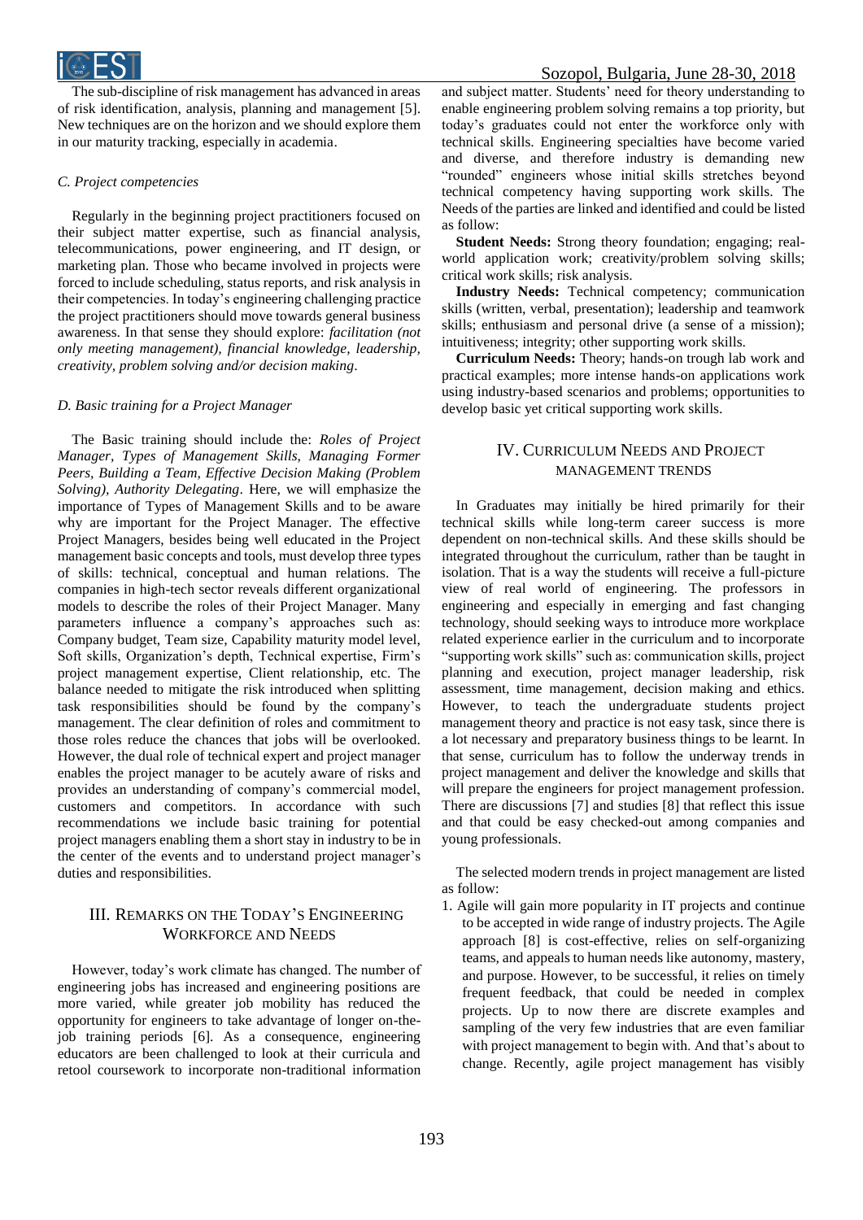The sub-discipline of risk management has advanced in areas of risk identification, analysis, planning and management [5]. New techniques are on the horizon and we should explore them in our maturity tracking, especially in academia.

### C. Project competencies

Regularly in the beginning project practitioners focused on their subject matter expertise, such as financial analysis, telecommunications, power engineering, and IT design, or marketing plan. Those who became involved in projects were forced to include scheduling, status reports, and risk analysis in their competencies. In today's engineering challenging practice the project practitioners should move towards general business awareness. In that sense they should explore: *facilitation (not only meeting management), financial knowledge, leadership, creativity, problem solving and/or decision making*.

### D. Basic training for a Project Manager

The Basic training should include the: *Roles of Project Manager, Types of Management Skills, Managing Former Peers, Building a Team, Effective Decision Making (Problem Solving), Authority Delegating*. Here, we will emphasize the importance of Types of Management Skills and to be aware why are important for the Project Manager. The effective Project Managers, besides being well educated in the Project management basic concepts and tools, must develop three types of skills: technical, conceptual and human relations. The companies in high-tech sector reveals different organizational models to describe the roles of their Project Manager. Many parameters influence a company's approaches such as: Company budget, Team size, Capability maturity model level, Soft skills, Organization's depth, Technical expertise, Firm's project management expertise, Client relationship, etc. The balance needed to mitigate the risk introduced when splitting task responsibilities should be found by the company's management. The clear definition of roles and commitment to those roles reduce the chances that jobs will be overlooked. However, the dual role of technical expert and project manager enables the project manager to be acutely aware of risks and provides an understanding of company's commercial model, customers and competitors. In accordance with such recommendations we include basic training for potential project managers enabling them a short stay in industry to be in the center of the events and to understand project manager's duties and responsibilities.

## III. Remarks on the Today's Engineering Workforce and Needs

However, today's work climate has changed. The number of engineering jobs has increased and engineering positions are more varied, while greater job mobility has reduced the opportunity for engineers to take advantage of longer on-the-job training periods [6]. As a consequence, engineering educators are been challenged to look at their curricula and retool coursework to incorporate non-traditional information and subject matter. Students' need for theory understanding to enable engineering problem solving remains a top priority, but today's graduates could not enter the workforce only with technical skills. Engineering specialties have become varied and diverse, and therefore industry is demanding new "rounded" engineers whose initial skills stretches beyond technical competency having supporting work skills. The Needs of the parties are linked and identified and could be listed as follow:

**Student Needs:** Strong theory foundation; engaging; real-world application work; creativity/problem solving skills; critical work skills; risk analysis.

**Industry Needs:** Technical competency; communication skills (written, verbal, presentation); leadership and teamwork skills; enthusiasm and personal drive (a sense of a mission); intuitiveness; integrity; other supporting work skills.

**Curriculum Needs:** Theory; hands-on trough lab work and practical examples; more intense hands-on applications work using industry-based scenarios and problems; opportunities to develop basic yet critical supporting work skills.

## IV. Curriculum Needs and Project Management Trends

In Graduates may initially be hired primarily for their technical skills while long-term career success is more dependent on non-technical skills. And these skills should be integrated throughout the curriculum, rather than be taught in isolation. That is a way the students will receive a full-picture view of real world of engineering. The professors in engineering and especially in emerging and fast changing technology, should seeking ways to introduce more workplace related experience earlier in the curriculum and to incorporate "supporting work skills" such as: communication skills, project planning and execution, project manager leadership, risk assessment, time management, decision making and ethics. However, to teach the undergraduate students project management theory and practice is not easy task, since there is a lot necessary and preparatory business things to be learnt. In that sense, curriculum has to follow the underway trends in project management and deliver the knowledge and skills that will prepare the engineers for project management profession. There are discussions [7] and studies [8] that reflect this issue and that could be easy checked-out among companies and young professionals.

The selected modern trends in project management are listed as follow:

1. Agile will gain more popularity in IT projects and continue to be accepted in wide range of industry projects. The Agile approach [8] is cost-effective, relies on self-organizing teams, and appeals to human needs like autonomy, mastery, and purpose. However, to be successful, it relies on timely frequent feedback, that could be needed in complex projects. Up to now there are discrete examples and sampling of the very few industries that are even familiar with project management to begin with. And that's about to change. Recently, agile project management has visibly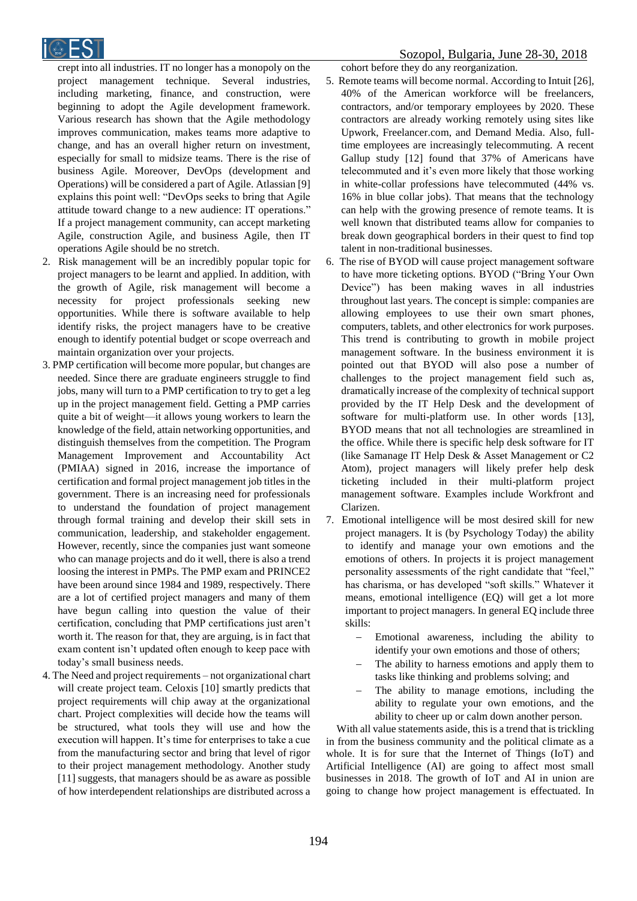crept into all industries. IT no longer has a monopoly on the project management technique. Several industries, including marketing, finance, and construction, were beginning to adopt the Agile development framework. Various research has shown that the Agile methodology improves communication, makes teams more adaptive to change, and has an overall higher return on investment, especially for small to midsize teams. There is the rise of business Agile. Moreover, DevOps (development and Operations) will be considered a part of Agile. Atlassian [9] explains this point well: "DevOps seeks to bring that Agile attitude toward change to a new audience: IT operations." If a project management community, can accept marketing Agile, construction Agile, and business Agile, then IT operations Agile should be no stretch.

2. Risk management will be an incredibly popular topic for project managers to be learnt and applied. In addition, with the growth of Agile, risk management will become a necessity for project professionals seeking new opportunities. While there is software available to help identify risks, the project managers have to be creative enough to identify potential budget or scope overreach and maintain organization over your projects.

3. PMP certification will become more popular, but changes are needed. Since there are graduate engineers struggle to find jobs, many will turn to a PMP certification to try to get a leg up in the project management field. Getting a PMP carries quite a bit of weight—it allows young workers to learn the knowledge of the field, attain networking opportunities, and distinguish themselves from the competition. The Program Management Improvement and Accountability Act (PMIAA) signed in 2016, increase the importance of certification and formal project management job titles in the government. There is an increasing need for professionals to understand the foundation of project management through formal training and develop their skill sets in communication, leadership, and stakeholder engagement. However, recently, since the companies just want someone who can manage projects and do it well, there is also a trend loosing the interest in PMPs. The PMP exam and PRINCE2 have been around since 1984 and 1989, respectively. There are a lot of certified project managers and many of them have begun calling into question the value of their certification, concluding that PMP certifications just aren't worth it. The reason for that, they are arguing, is in fact that exam content isn't updated often enough to keep pace with today's small business needs.

4. The Need and project requirements – not organizational chart will create project team. Celoxis [10] smartly predicts that project requirements will chip away at the organizational chart. Project complexities will decide how the teams will be structured, what tools they will use and how the execution will happen. It's time for enterprises to take a cue from the manufacturing sector and bring that level of rigor to their project management methodology. Another study [11] suggests, that managers should be as aware as possible of how interdependent relationships are distributed across a cohort before they do any reorganization.

5. Remote teams will become normal. According to Intuit [26], 40% of the American workforce will be freelancers, contractors, and/or temporary employees by 2020. These contractors are already working remotely using sites like Upwork, Freelancer.com, and Demand Media. Also, full-time employees are increasingly telecommuting. A recent Gallup study [12] found that 37% of Americans have telecommuted and it's even more likely that those working in white-collar professions have telecommuted (44% vs. 16% in blue collar jobs). That means that the technology can help with the growing presence of remote teams. It is well known that distributed teams allow for companies to break down geographical borders in their quest to find top talent in non-traditional businesses.

6. The rise of BYOD will cause project management software to have more ticketing options. BYOD ("Bring Your Own Device") has been making waves in all industries throughout last years. The concept is simple: companies are allowing employees to use their own smart phones, computers, tablets, and other electronics for work purposes. This trend is contributing to growth in mobile project management software. In the business environment it is pointed out that BYOD will also pose a number of challenges to the project management field such as, dramatically increase of the complexity of technical support provided by the IT Help Desk and the development of software for multi-platform use. In other words [13], BYOD means that not all technologies are streamlined in the office. While there is specific help desk software for IT (like Samanage IT Help Desk & Asset Management or C2 Atom), project managers will likely prefer help desk ticketing included in their multi-platform project management software. Examples include Workfront and Clarizen.

7. Emotional intelligence will be most desired skill for new project managers. It is (by Psychology Today) the ability to identify and manage your own emotions and the emotions of others. In projects it is project management personality assessments of the right candidate that "feel," has charisma, or has developed "soft skills." Whatever it means, emotional intelligence (EQ) will get a lot more important to project managers. In general EQ include three skills:
   - Emotional awareness, including the ability to identify your own emotions and those of others;
   - The ability to harness emotions and apply them to tasks like thinking and problems solving; and
   - The ability to manage emotions, including the ability to regulate your own emotions, and the ability to cheer up or calm down another person.

With all value statements aside, this is a trend that is trickling in from the business community and the political climate as a whole. It is for sure that the Internet of Things (IoT) and Artificial Intelligence (AI) are going to affect most small businesses in 2018. The growth of IoT and AI in union are going to change how project management is effectuated. In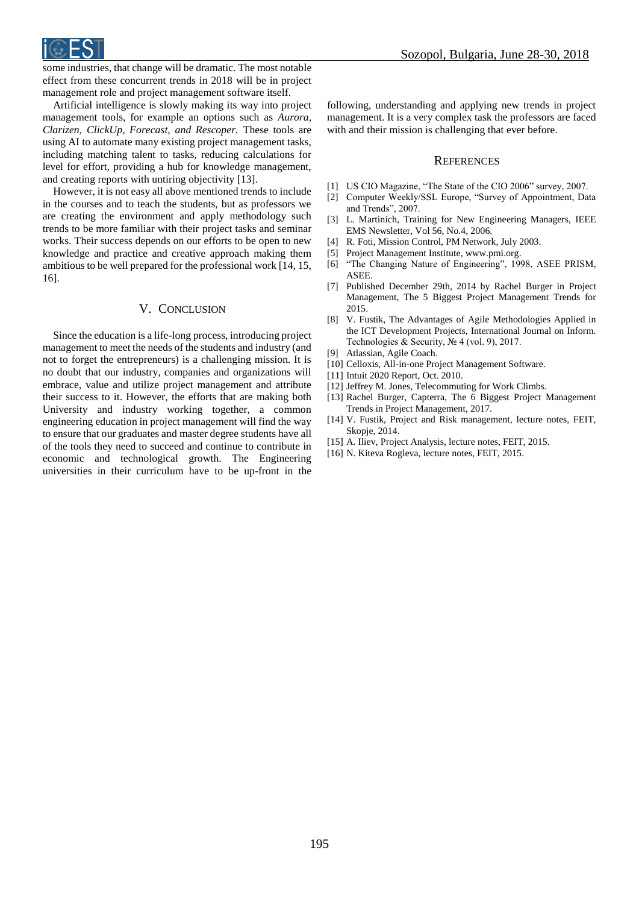some industries, that change will be dramatic. The most notable effect from these concurrent trends in 2018 will be in project management role and project management software itself.

Artificial intelligence is slowly making its way into project management tools, for example an options such as *Aurora, Clarizen, ClickUp, Forecast, and Rescoper.* These tools are using AI to automate many existing project management tasks, including matching talent to tasks, reducing calculations for level for effort, providing a hub for knowledge management, and creating reports with untiring objectivity [13].

However, it is not easy all above mentioned trends to include in the courses and to teach the students, but as professors we are creating the environment and apply methodology such trends to be more familiar with their project tasks and seminar works. Their success depends on our efforts to be open to new knowledge and practice and creative approach making them ambitious to be well prepared for the professional work [14, 15, 16].

## V. Conclusion

Since the education is a life-long process, introducing project management to meet the needs of the students and industry (and not to forget the entrepreneurs) is a challenging mission. It is no doubt that our industry, companies and organizations will embrace, value and utilize project management and attribute their success to it. However, the efforts that are making both University and industry working together, a common engineering education in project management will find the way to ensure that our graduates and master degree students have all of the tools they need to succeed and continue to contribute in economic and technological growth. The Engineering universities in their curriculum have to be up-front in the following, understanding and applying new trends in project management. It is a very complex task the professors are faced with and their mission is challenging that ever before.

## References

[1] US CIO Magazine, "The State of the CIO 2006" survey, 2007.
[2] Computer Weekly/SSL Europe, "Survey of Appointment, Data and Trends", 2007.
[3] L. Martinich, Training for New Engineering Managers, IEEE EMS Newsletter, Vol 56, No.4, 2006.
[4] R. Foti, Mission Control, PM Network, July 2003.
[5] Project Management Institute, www.pmi.org.
[6] "The Changing Nature of Engineering", 1998, ASEE PRISM, ASEE.
[7] Published December 29th, 2014 by Rachel Burger in Project Management, The 5 Biggest Project Management Trends for 2015.
[8] V. Fustik, The Advantages of Agile Methodologies Applied in the ICT Development Projects, International Journal on Inform. Technologies & Security, № 4 (vol. 9), 2017.
[9] Atlassian, Agile Coach.
[10] Celloxis, All-in-one Project Management Software.
[11] Intuit 2020 Report, Oct. 2010.
[12] Jeffrey M. Jones, Telecommuting for Work Climbs.
[13] Rachel Burger, Capterra, The 6 Biggest Project Management Trends in Project Management, 2017.
[14] V. Fustik, Project and Risk management, lecture notes, FEIT, Skopje, 2014.
[15] A. Iliev, Project Analysis, lecture notes, FEIT, 2015.
[16] N. Kiteva Rogleva, lecture notes, FEIT, 2015.